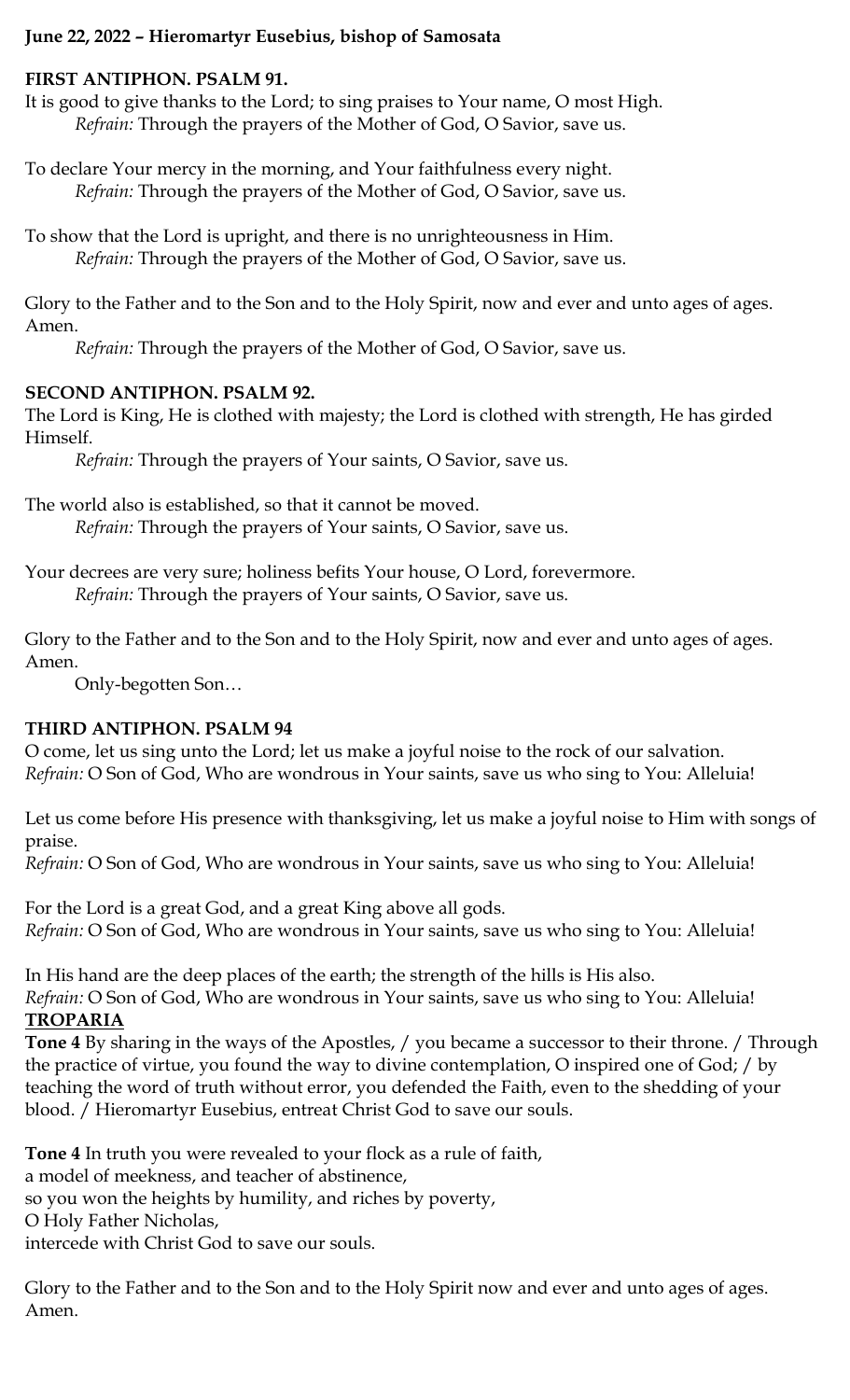**June 22, 2022 – Hieromartyr Eusebius, bishop of Samosata**

**FIRST ANTIPHON. PSALM 91.**

It is good to give thanks to the Lord; to sing praises to Your name, O most High.
*Refrain:* Through the prayers of the Mother of God, O Savior, save us.

To declare Your mercy in the morning, and Your faithfulness every night.
*Refrain:* Through the prayers of the Mother of God, O Savior, save us.

To show that the Lord is upright, and there is no unrighteousness in Him.
*Refrain:* Through the prayers of the Mother of God, O Savior, save us.

Glory to the Father and to the Son and to the Holy Spirit, now and ever and unto ages of ages. Amen.
*Refrain:* Through the prayers of the Mother of God, O Savior, save us.

**SECOND ANTIPHON. PSALM 92.**

The Lord is King, He is clothed with majesty; the Lord is clothed with strength, He has girded Himself.
*Refrain:* Through the prayers of Your saints, O Savior, save us.

The world also is established, so that it cannot be moved.
*Refrain:* Through the prayers of Your saints, O Savior, save us.

Your decrees are very sure; holiness befits Your house, O Lord, forevermore.
*Refrain:* Through the prayers of Your saints, O Savior, save us.

Glory to the Father and to the Son and to the Holy Spirit, now and ever and unto ages of ages. Amen.
Only-begotten Son…

**THIRD ANTIPHON. PSALM 94**

O come, let us sing unto the Lord; let us make a joyful noise to the rock of our salvation.
*Refrain:* O Son of God, Who are wondrous in Your saints, save us who sing to You: Alleluia!

Let us come before His presence with thanksgiving, let us make a joyful noise to Him with songs of praise.
*Refrain:* O Son of God, Who are wondrous in Your saints, save us who sing to You: Alleluia!

For the Lord is a great God, and a great King above all gods.
*Refrain:* O Son of God, Who are wondrous in Your saints, save us who sing to You: Alleluia!

In His hand are the deep places of the earth; the strength of the hills is His also.
*Refrain:* O Son of God, Who are wondrous in Your saints, save us who sing to You: Alleluia!

**TROPARIA**

**Tone 4** By sharing in the ways of the Apostles, / you became a successor to their throne. / Through the practice of virtue, you found the way to divine contemplation, O inspired one of God; / by teaching the word of truth without error, you defended the Faith, even to the shedding of your blood. / Hieromartyr Eusebius, entreat Christ God to save our souls.

**Tone 4** In truth you were revealed to your flock as a rule of faith,
a model of meekness, and teacher of abstinence,
so you won the heights by humility, and riches by poverty,
O Holy Father Nicholas,
intercede with Christ God to save our souls.

Glory to the Father and to the Son and to the Holy Spirit now and ever and unto ages of ages. Amen.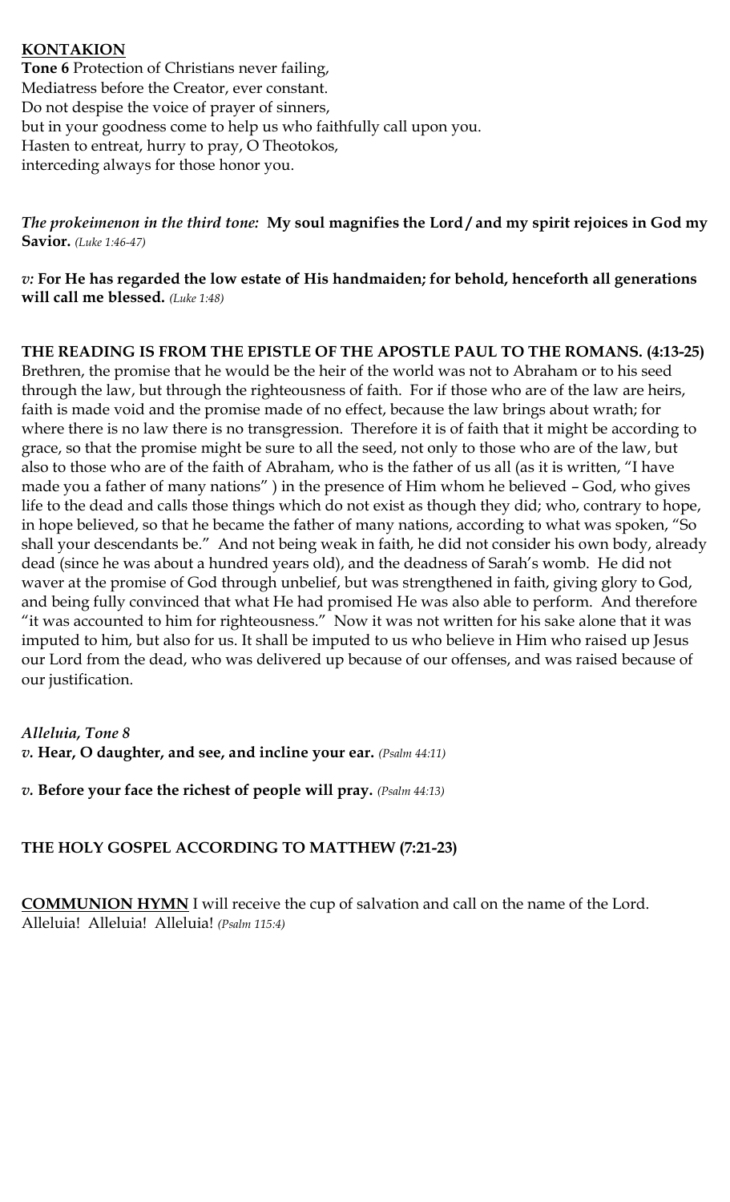**KONTAKION**

**Tone 6** Protection of Christians never failing,
Mediatress before the Creator, ever constant.
Do not despise the voice of prayer of sinners,
but in your goodness come to help us who faithfully call upon you.
Hasten to entreat, hurry to pray, O Theotokos,
interceding always for those honor you.

***The prokeimenon in the third tone:*** **My soul magnifies the Lord / and my spirit rejoices in God my Savior.** *(Luke 1:46-47)*

*v:* **For He has regarded the low estate of His handmaiden; for behold, henceforth all generations will call me blessed.** *(Luke 1:48)*

**THE READING IS FROM THE EPISTLE OF THE APOSTLE PAUL TO THE ROMANS. (4:13-25)**

Brethren, the promise that he would be the heir of the world was not to Abraham or to his seed through the law, but through the righteousness of faith. For if those who are of the law are heirs, faith is made void and the promise made of no effect, because the law brings about wrath; for where there is no law there is no transgression. Therefore it is of faith that it might be according to grace, so that the promise might be sure to all the seed, not only to those who are of the law, but also to those who are of the faith of Abraham, who is the father of us all (as it is written, "I have made you a father of many nations" ) in the presence of Him whom he believed – God, who gives life to the dead and calls those things which do not exist as though they did; who, contrary to hope, in hope believed, so that he became the father of many nations, according to what was spoken, "So shall your descendants be." And not being weak in faith, he did not consider his own body, already dead (since he was about a hundred years old), and the deadness of Sarah's womb. He did not waver at the promise of God through unbelief, but was strengthened in faith, giving glory to God, and being fully convinced that what He had promised He was also able to perform. And therefore "it was accounted to him for righteousness." Now it was not written for his sake alone that it was imputed to him, but also for us. It shall be imputed to us who believe in Him who raised up Jesus our Lord from the dead, who was delivered up because of our offenses, and was raised because of our justification.

***Alleluia, Tone 8***

*v.* **Hear, O daughter, and see, and incline your ear.** *(Psalm 44:11)*

*v.* **Before your face the richest of people will pray.** *(Psalm 44:13)*

**THE HOLY GOSPEL ACCORDING TO MATTHEW (7:21-23)**

**COMMUNION HYMN** I will receive the cup of salvation and call on the name of the Lord. Alleluia! Alleluia! Alleluia! *(Psalm 115:4)*